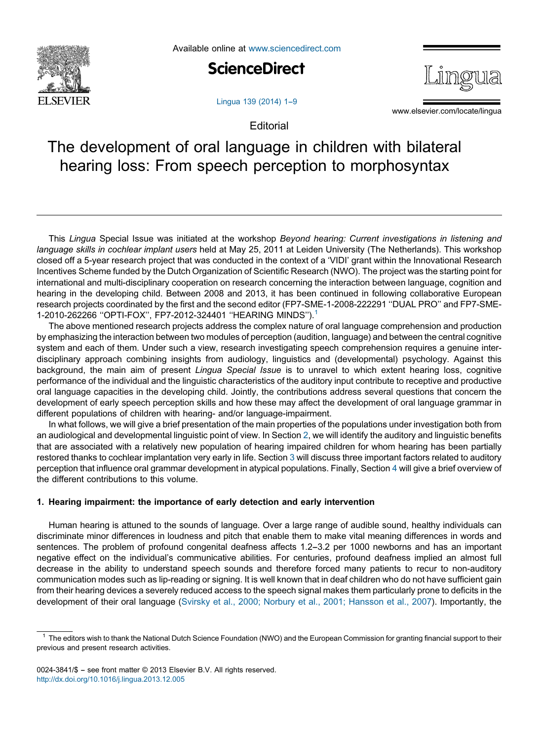Editorial

# The development of oral language in children with bilateral hearing loss: From speech perception to morphosyntax

This *Lingua* Special Issue was initiated at the workshop *Beyond hearing: Current investigations in listening and language skills in cochlear implant users* held at May 25, 2011 at Leiden University (The Netherlands). This workshop closed off a 5-year research project that was conducted in the context of a 'VIDI' grant within the Innovational Research Incentives Scheme funded by the Dutch Organization of Scientific Research (NWO). The project was the starting point for international and multi-disciplinary cooperation on research concerning the interaction between language, cognition and hearing in the developing child. Between 2008 and 2013, it has been continued in following collaborative European research projects coordinated by the first and the second editor (FP7-SME-1-2008-222291 ''DUAL PRO'' and FP7-SME-1-2010-262266 ''OPTI-FOX'', FP7-2012-324401 ''HEARING MINDS'').[1]

The above mentioned research projects address the complex nature of oral language comprehension and production by emphasizing the interaction between two modules of perception (audition, language) and between the central cognitive system and each of them. Under such a view, research investigating speech comprehension requires a genuine inter-disciplinary approach combining insights from audiology, linguistics and (developmental) psychology. Against this background, the main aim of present *Lingua Special Issue* is to unravel to which extent hearing loss, cognitive performance of the individual and the linguistic characteristics of the auditory input contribute to receptive and productive oral language capacities in the developing child. Jointly, the contributions address several questions that concern the development of early speech perception skills and how these may affect the development of oral language grammar in different populations of children with hearing- and/or language-impairment.

In what follows, we will give a brief presentation of the main properties of the populations under investigation both from an audiological and developmental linguistic point of view. In Section 2, we will identify the auditory and linguistic benefits that are associated with a relatively new population of hearing impaired children for whom hearing has been partially restored thanks to cochlear implantation very early in life. Section 3 will discuss three important factors related to auditory perception that influence oral grammar development in atypical populations. Finally, Section 4 will give a brief overview of the different contributions to this volume.

## 1. Hearing impairment: the importance of early detection and early intervention

Human hearing is attuned to the sounds of language. Over a large range of audible sound, healthy individuals can discriminate minor differences in loudness and pitch that enable them to make vital meaning differences in words and sentences. The problem of profound congenital deafness affects 1.2–3.2 per 1000 newborns and has an important negative effect on the individual's communicative abilities. For centuries, profound deafness implied an almost full decrease in the ability to understand speech sounds and therefore forced many patients to recur to non-auditory communication modes such as lip-reading or signing. It is well known that in deaf children who do not have sufficient gain from their hearing devices a severely reduced access to the speech signal makes them particularly prone to deficits in the development of their oral language (Svirsky et al., 2000; Norbury et al., 2001; Hansson et al., 2007). Importantly, the

[1] The editors wish to thank the National Dutch Science Foundation (NWO) and the European Commission for granting financial support to their previous and present research activities.

0024-3841/$ – see front matter © 2013 Elsevier B.V. All rights reserved.
http://dx.doi.org/10.1016/j.lingua.2013.12.005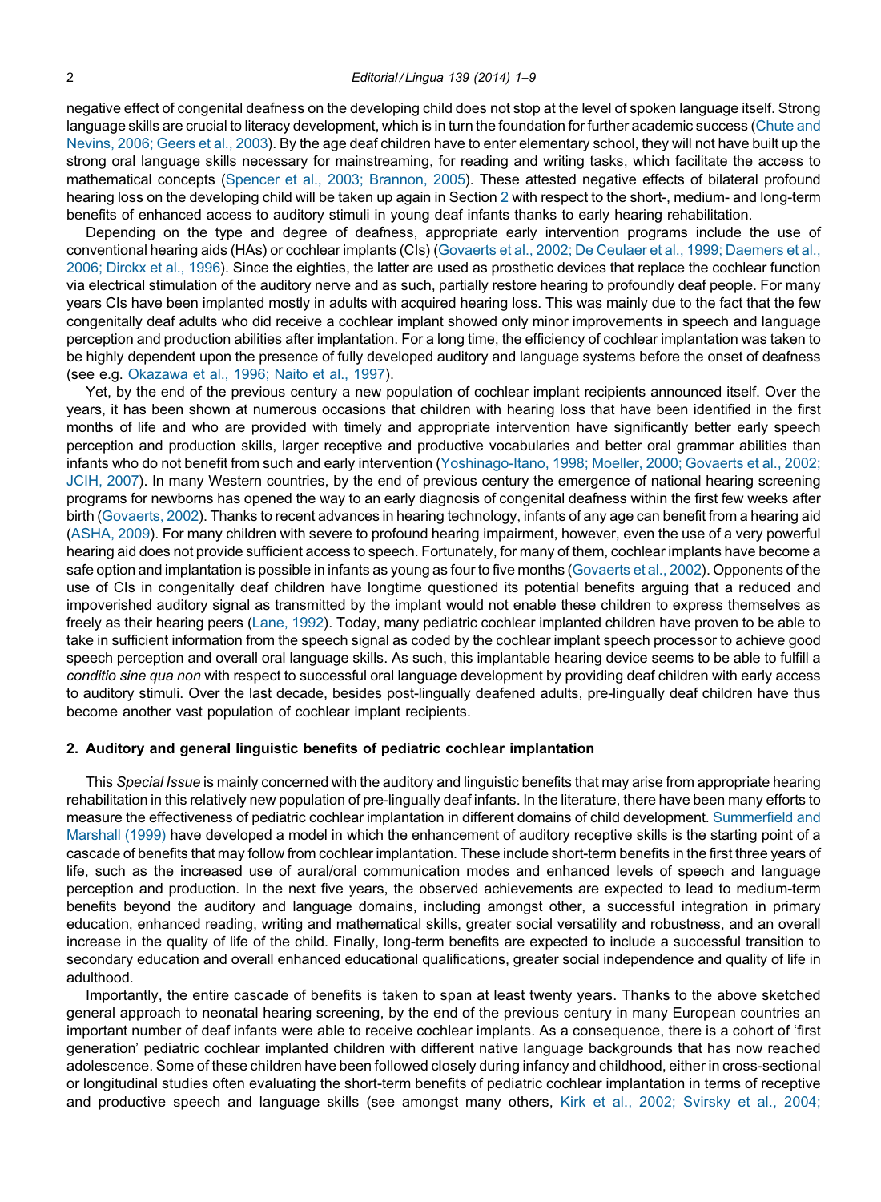negative effect of congenital deafness on the developing child does not stop at the level of spoken language itself. Strong language skills are crucial to literacy development, which is in turn the foundation for further academic success (Chute and Nevins, 2006; Geers et al., 2003). By the age deaf children have to enter elementary school, they will not have built up the strong oral language skills necessary for mainstreaming, for reading and writing tasks, which facilitate the access to mathematical concepts (Spencer et al., 2003; Brannon, 2005). These attested negative effects of bilateral profound hearing loss on the developing child will be taken up again in Section 2 with respect to the short-, medium- and long-term benefits of enhanced access to auditory stimuli in young deaf infants thanks to early hearing rehabilitation.

Depending on the type and degree of deafness, appropriate early intervention programs include the use of conventional hearing aids (HAs) or cochlear implants (CIs) (Govaerts et al., 2002; De Ceulaer et al., 1999; Daemers et al., 2006; Dirckx et al., 1996). Since the eighties, the latter are used as prosthetic devices that replace the cochlear function via electrical stimulation of the auditory nerve and as such, partially restore hearing to profoundly deaf people. For many years CIs have been implanted mostly in adults with acquired hearing loss. This was mainly due to the fact that the few congenitally deaf adults who did receive a cochlear implant showed only minor improvements in speech and language perception and production abilities after implantation. For a long time, the efficiency of cochlear implantation was taken to be highly dependent upon the presence of fully developed auditory and language systems before the onset of deafness (see e.g. Okazawa et al., 1996; Naito et al., 1997).

Yet, by the end of the previous century a new population of cochlear implant recipients announced itself. Over the years, it has been shown at numerous occasions that children with hearing loss that have been identified in the first months of life and who are provided with timely and appropriate intervention have significantly better early speech perception and production skills, larger receptive and productive vocabularies and better oral grammar abilities than infants who do not benefit from such and early intervention (Yoshinago-Itano, 1998; Moeller, 2000; Govaerts et al., 2002; JCIH, 2007). In many Western countries, by the end of previous century the emergence of national hearing screening programs for newborns has opened the way to an early diagnosis of congenital deafness within the first few weeks after birth (Govaerts, 2002). Thanks to recent advances in hearing technology, infants of any age can benefit from a hearing aid (ASHA, 2009). For many children with severe to profound hearing impairment, however, even the use of a very powerful hearing aid does not provide sufficient access to speech. Fortunately, for many of them, cochlear implants have become a safe option and implantation is possible in infants as young as four to five months (Govaerts et al., 2002). Opponents of the use of CIs in congenitally deaf children have longtime questioned its potential benefits arguing that a reduced and impoverished auditory signal as transmitted by the implant would not enable these children to express themselves as freely as their hearing peers (Lane, 1992). Today, many pediatric cochlear implanted children have proven to be able to take in sufficient information from the speech signal as coded by the cochlear implant speech processor to achieve good speech perception and overall oral language skills. As such, this implantable hearing device seems to be able to fulfill a *conditio sine qua non* with respect to successful oral language development by providing deaf children with early access to auditory stimuli. Over the last decade, besides post-lingually deafened adults, pre-lingually deaf children have thus become another vast population of cochlear implant recipients.

## 2. Auditory and general linguistic benefits of pediatric cochlear implantation

This *Special Issue* is mainly concerned with the auditory and linguistic benefits that may arise from appropriate hearing rehabilitation in this relatively new population of pre-lingually deaf infants. In the literature, there have been many efforts to measure the effectiveness of pediatric cochlear implantation in different domains of child development. Summerfield and Marshall (1999) have developed a model in which the enhancement of auditory receptive skills is the starting point of a cascade of benefits that may follow from cochlear implantation. These include short-term benefits in the first three years of life, such as the increased use of aural/oral communication modes and enhanced levels of speech and language perception and production. In the next five years, the observed achievements are expected to lead to medium-term benefits beyond the auditory and language domains, including amongst other, a successful integration in primary education, enhanced reading, writing and mathematical skills, greater social versatility and robustness, and an overall increase in the quality of life of the child. Finally, long-term benefits are expected to include a successful transition to secondary education and overall enhanced educational qualifications, greater social independence and quality of life in adulthood.

Importantly, the entire cascade of benefits is taken to span at least twenty years. Thanks to the above sketched general approach to neonatal hearing screening, by the end of the previous century in many European countries an important number of deaf infants were able to receive cochlear implants. As a consequence, there is a cohort of 'first generation' pediatric cochlear implanted children with different native language backgrounds that has now reached adolescence. Some of these children have been followed closely during infancy and childhood, either in cross-sectional or longitudinal studies often evaluating the short-term benefits of pediatric cochlear implantation in terms of receptive and productive speech and language skills (see amongst many others, Kirk et al., 2002; Svirsky et al., 2004;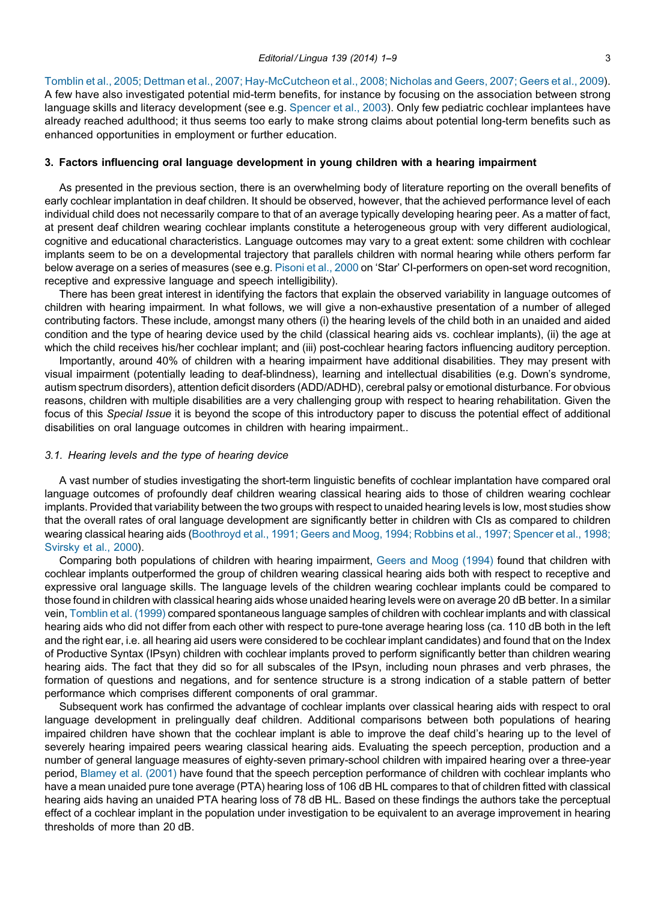Tomblin et al., 2005; Dettman et al., 2007; Hay-McCutcheon et al., 2008; Nicholas and Geers, 2007; Geers et al., 2009). A few have also investigated potential mid-term benefits, for instance by focusing on the association between strong language skills and literacy development (see e.g. Spencer et al., 2003). Only few pediatric cochlear implantees have already reached adulthood; it thus seems too early to make strong claims about potential long-term benefits such as enhanced opportunities in employment or further education.

## 3. Factors influencing oral language development in young children with a hearing impairment

As presented in the previous section, there is an overwhelming body of literature reporting on the overall benefits of early cochlear implantation in deaf children. It should be observed, however, that the achieved performance level of each individual child does not necessarily compare to that of an average typically developing hearing peer. As a matter of fact, at present deaf children wearing cochlear implants constitute a heterogeneous group with very different audiological, cognitive and educational characteristics. Language outcomes may vary to a great extent: some children with cochlear implants seem to be on a developmental trajectory that parallels children with normal hearing while others perform far below average on a series of measures (see e.g. Pisoni et al., 2000 on 'Star' CI-performers on open-set word recognition, receptive and expressive language and speech intelligibility).

There has been great interest in identifying the factors that explain the observed variability in language outcomes of children with hearing impairment. In what follows, we will give a non-exhaustive presentation of a number of alleged contributing factors. These include, amongst many others (i) the hearing levels of the child both in an unaided and aided condition and the type of hearing device used by the child (classical hearing aids vs. cochlear implants), (ii) the age at which the child receives his/her cochlear implant; and (iii) post-cochlear hearing factors influencing auditory perception.

Importantly, around 40% of children with a hearing impairment have additional disabilities. They may present with visual impairment (potentially leading to deaf-blindness), learning and intellectual disabilities (e.g. Down's syndrome, autism spectrum disorders), attention deficit disorders (ADD/ADHD), cerebral palsy or emotional disturbance. For obvious reasons, children with multiple disabilities are a very challenging group with respect to hearing rehabilitation. Given the focus of this *Special Issue* it is beyond the scope of this introductory paper to discuss the potential effect of additional disabilities on oral language outcomes in children with hearing impairment..

### *3.1. Hearing levels and the type of hearing device*

A vast number of studies investigating the short-term linguistic benefits of cochlear implantation have compared oral language outcomes of profoundly deaf children wearing classical hearing aids to those of children wearing cochlear implants. Provided that variability between the two groups with respect to unaided hearing levels is low, most studies show that the overall rates of oral language development are significantly better in children with CIs as compared to children wearing classical hearing aids (Boothroyd et al., 1991; Geers and Moog, 1994; Robbins et al., 1997; Spencer et al., 1998; Svirsky et al., 2000).

Comparing both populations of children with hearing impairment, Geers and Moog (1994) found that children with cochlear implants outperformed the group of children wearing classical hearing aids both with respect to receptive and expressive oral language skills. The language levels of the children wearing cochlear implants could be compared to those found in children with classical hearing aids whose unaided hearing levels were on average 20 dB better. In a similar vein, Tomblin et al. (1999) compared spontaneous language samples of children with cochlear implants and with classical hearing aids who did not differ from each other with respect to pure-tone average hearing loss (ca. 110 dB both in the left and the right ear, i.e. all hearing aid users were considered to be cochlear implant candidates) and found that on the Index of Productive Syntax (IPsyn) children with cochlear implants proved to perform significantly better than children wearing hearing aids. The fact that they did so for all subscales of the IPsyn, including noun phrases and verb phrases, the formation of questions and negations, and for sentence structure is a strong indication of a stable pattern of better performance which comprises different components of oral grammar.

Subsequent work has confirmed the advantage of cochlear implants over classical hearing aids with respect to oral language development in prelingually deaf children. Additional comparisons between both populations of hearing impaired children have shown that the cochlear implant is able to improve the deaf child's hearing up to the level of severely hearing impaired peers wearing classical hearing aids. Evaluating the speech perception, production and a number of general language measures of eighty-seven primary-school children with impaired hearing over a three-year period, Blamey et al. (2001) have found that the speech perception performance of children with cochlear implants who have a mean unaided pure tone average (PTA) hearing loss of 106 dB HL compares to that of children fitted with classical hearing aids having an unaided PTA hearing loss of 78 dB HL. Based on these findings the authors take the perceptual effect of a cochlear implant in the population under investigation to be equivalent to an average improvement in hearing thresholds of more than 20 dB.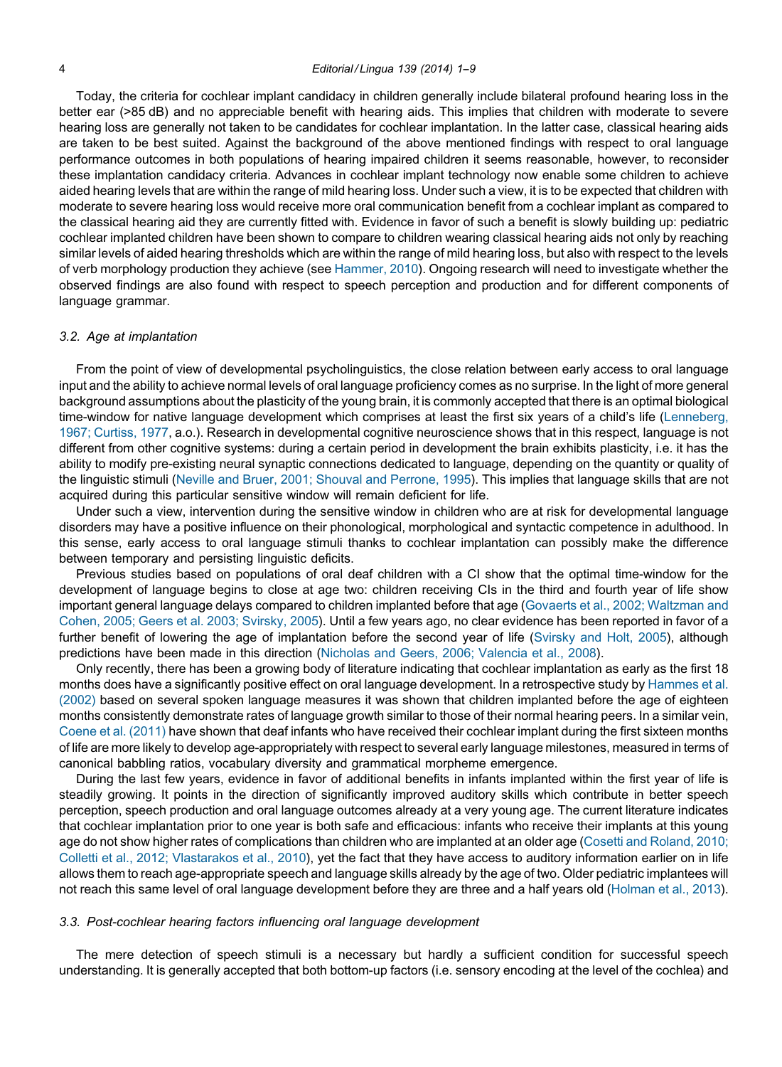Today, the criteria for cochlear implant candidacy in children generally include bilateral profound hearing loss in the better ear (>85 dB) and no appreciable benefit with hearing aids. This implies that children with moderate to severe hearing loss are generally not taken to be candidates for cochlear implantation. In the latter case, classical hearing aids are taken to be best suited. Against the background of the above mentioned findings with respect to oral language performance outcomes in both populations of hearing impaired children it seems reasonable, however, to reconsider these implantation candidacy criteria. Advances in cochlear implant technology now enable some children to achieve aided hearing levels that are within the range of mild hearing loss. Under such a view, it is to be expected that children with moderate to severe hearing loss would receive more oral communication benefit from a cochlear implant as compared to the classical hearing aid they are currently fitted with. Evidence in favor of such a benefit is slowly building up: pediatric cochlear implanted children have been shown to compare to children wearing classical hearing aids not only by reaching similar levels of aided hearing thresholds which are within the range of mild hearing loss, but also with respect to the levels of verb morphology production they achieve (see Hammer, 2010). Ongoing research will need to investigate whether the observed findings are also found with respect to speech perception and production and for different components of language grammar.

### 3.2. Age at implantation

From the point of view of developmental psycholinguistics, the close relation between early access to oral language input and the ability to achieve normal levels of oral language proficiency comes as no surprise. In the light of more general background assumptions about the plasticity of the young brain, it is commonly accepted that there is an optimal biological time-window for native language development which comprises at least the first six years of a child's life (Lenneberg, 1967; Curtiss, 1977, a.o.). Research in developmental cognitive neuroscience shows that in this respect, language is not different from other cognitive systems: during a certain period in development the brain exhibits plasticity, i.e. it has the ability to modify pre-existing neural synaptic connections dedicated to language, depending on the quantity or quality of the linguistic stimuli (Neville and Bruer, 2001; Shouval and Perrone, 1995). This implies that language skills that are not acquired during this particular sensitive window will remain deficient for life.

Under such a view, intervention during the sensitive window in children who are at risk for developmental language disorders may have a positive influence on their phonological, morphological and syntactic competence in adulthood. In this sense, early access to oral language stimuli thanks to cochlear implantation can possibly make the difference between temporary and persisting linguistic deficits.

Previous studies based on populations of oral deaf children with a CI show that the optimal time-window for the development of language begins to close at age two: children receiving CIs in the third and fourth year of life show important general language delays compared to children implanted before that age (Govaerts et al., 2002; Waltzman and Cohen, 2005; Geers et al. 2003; Svirsky, 2005). Until a few years ago, no clear evidence has been reported in favor of a further benefit of lowering the age of implantation before the second year of life (Svirsky and Holt, 2005), although predictions have been made in this direction (Nicholas and Geers, 2006; Valencia et al., 2008).

Only recently, there has been a growing body of literature indicating that cochlear implantation as early as the first 18 months does have a significantly positive effect on oral language development. In a retrospective study by Hammes et al. (2002) based on several spoken language measures it was shown that children implanted before the age of eighteen months consistently demonstrate rates of language growth similar to those of their normal hearing peers. In a similar vein, Coene et al. (2011) have shown that deaf infants who have received their cochlear implant during the first sixteen months of life are more likely to develop age-appropriately with respect to several early language milestones, measured in terms of canonical babbling ratios, vocabulary diversity and grammatical morpheme emergence.

During the last few years, evidence in favor of additional benefits in infants implanted within the first year of life is steadily growing. It points in the direction of significantly improved auditory skills which contribute in better speech perception, speech production and oral language outcomes already at a very young age. The current literature indicates that cochlear implantation prior to one year is both safe and efficacious: infants who receive their implants at this young age do not show higher rates of complications than children who are implanted at an older age (Cosetti and Roland, 2010; Colletti et al., 2012; Vlastarakos et al., 2010), yet the fact that they have access to auditory information earlier on in life allows them to reach age-appropriate speech and language skills already by the age of two. Older pediatric implantees will not reach this same level of oral language development before they are three and a half years old (Holman et al., 2013).

### 3.3. Post-cochlear hearing factors influencing oral language development

The mere detection of speech stimuli is a necessary but hardly a sufficient condition for successful speech understanding. It is generally accepted that both bottom-up factors (i.e. sensory encoding at the level of the cochlea) and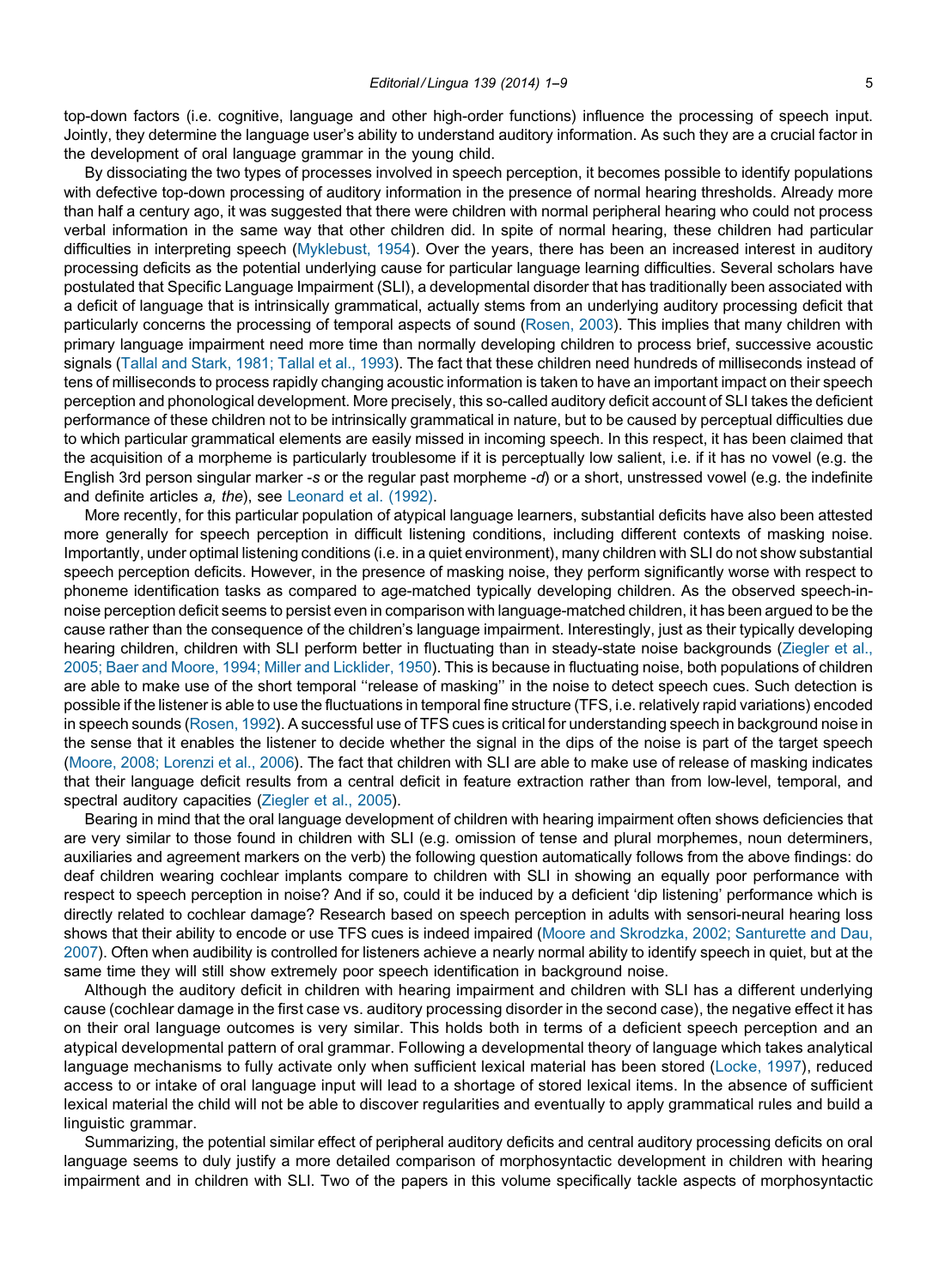top-down factors (i.e. cognitive, language and other high-order functions) influence the processing of speech input. Jointly, they determine the language user's ability to understand auditory information. As such they are a crucial factor in the development of oral language grammar in the young child.

By dissociating the two types of processes involved in speech perception, it becomes possible to identify populations with defective top-down processing of auditory information in the presence of normal hearing thresholds. Already more than half a century ago, it was suggested that there were children with normal peripheral hearing who could not process verbal information in the same way that other children did. In spite of normal hearing, these children had particular difficulties in interpreting speech (Myklebust, 1954). Over the years, there has been an increased interest in auditory processing deficits as the potential underlying cause for particular language learning difficulties. Several scholars have postulated that Specific Language Impairment (SLI), a developmental disorder that has traditionally been associated with a deficit of language that is intrinsically grammatical, actually stems from an underlying auditory processing deficit that particularly concerns the processing of temporal aspects of sound (Rosen, 2003). This implies that many children with primary language impairment need more time than normally developing children to process brief, successive acoustic signals (Tallal and Stark, 1981; Tallal et al., 1993). The fact that these children need hundreds of milliseconds instead of tens of milliseconds to process rapidly changing acoustic information is taken to have an important impact on their speech perception and phonological development. More precisely, this so-called auditory deficit account of SLI takes the deficient performance of these children not to be intrinsically grammatical in nature, but to be caused by perceptual difficulties due to which particular grammatical elements are easily missed in incoming speech. In this respect, it has been claimed that the acquisition of a morpheme is particularly troublesome if it is perceptually low salient, i.e. if it has no vowel (e.g. the English 3rd person singular marker *-s* or the regular past morpheme *-d*) or a short, unstressed vowel (e.g. the indefinite and definite articles *a, the*), see Leonard et al. (1992).

More recently, for this particular population of atypical language learners, substantial deficits have also been attested more generally for speech perception in difficult listening conditions, including different contexts of masking noise. Importantly, under optimal listening conditions (i.e. in a quiet environment), many children with SLI do not show substantial speech perception deficits. However, in the presence of masking noise, they perform significantly worse with respect to phoneme identification tasks as compared to age-matched typically developing children. As the observed speech-in-noise perception deficit seems to persist even in comparison with language-matched children, it has been argued to be the cause rather than the consequence of the children's language impairment. Interestingly, just as their typically developing hearing children, children with SLI perform better in fluctuating than in steady-state noise backgrounds (Ziegler et al., 2005; Baer and Moore, 1994; Miller and Licklider, 1950). This is because in fluctuating noise, both populations of children are able to make use of the short temporal ''release of masking'' in the noise to detect speech cues. Such detection is possible if the listener is able to use the fluctuations in temporal fine structure (TFS, i.e. relatively rapid variations) encoded in speech sounds (Rosen, 1992). A successful use of TFS cues is critical for understanding speech in background noise in the sense that it enables the listener to decide whether the signal in the dips of the noise is part of the target speech (Moore, 2008; Lorenzi et al., 2006). The fact that children with SLI are able to make use of release of masking indicates that their language deficit results from a central deficit in feature extraction rather than from low-level, temporal, and spectral auditory capacities (Ziegler et al., 2005).

Bearing in mind that the oral language development of children with hearing impairment often shows deficiencies that are very similar to those found in children with SLI (e.g. omission of tense and plural morphemes, noun determiners, auxiliaries and agreement markers on the verb) the following question automatically follows from the above findings: do deaf children wearing cochlear implants compare to children with SLI in showing an equally poor performance with respect to speech perception in noise? And if so, could it be induced by a deficient 'dip listening' performance which is directly related to cochlear damage? Research based on speech perception in adults with sensori-neural hearing loss shows that their ability to encode or use TFS cues is indeed impaired (Moore and Skrodzka, 2002; Santurette and Dau, 2007). Often when audibility is controlled for listeners achieve a nearly normal ability to identify speech in quiet, but at the same time they will still show extremely poor speech identification in background noise.

Although the auditory deficit in children with hearing impairment and children with SLI has a different underlying cause (cochlear damage in the first case vs. auditory processing disorder in the second case), the negative effect it has on their oral language outcomes is very similar. This holds both in terms of a deficient speech perception and an atypical developmental pattern of oral grammar. Following a developmental theory of language which takes analytical language mechanisms to fully activate only when sufficient lexical material has been stored (Locke, 1997), reduced access to or intake of oral language input will lead to a shortage of stored lexical items. In the absence of sufficient lexical material the child will not be able to discover regularities and eventually to apply grammatical rules and build a linguistic grammar.

Summarizing, the potential similar effect of peripheral auditory deficits and central auditory processing deficits on oral language seems to duly justify a more detailed comparison of morphosyntactic development in children with hearing impairment and in children with SLI. Two of the papers in this volume specifically tackle aspects of morphosyntactic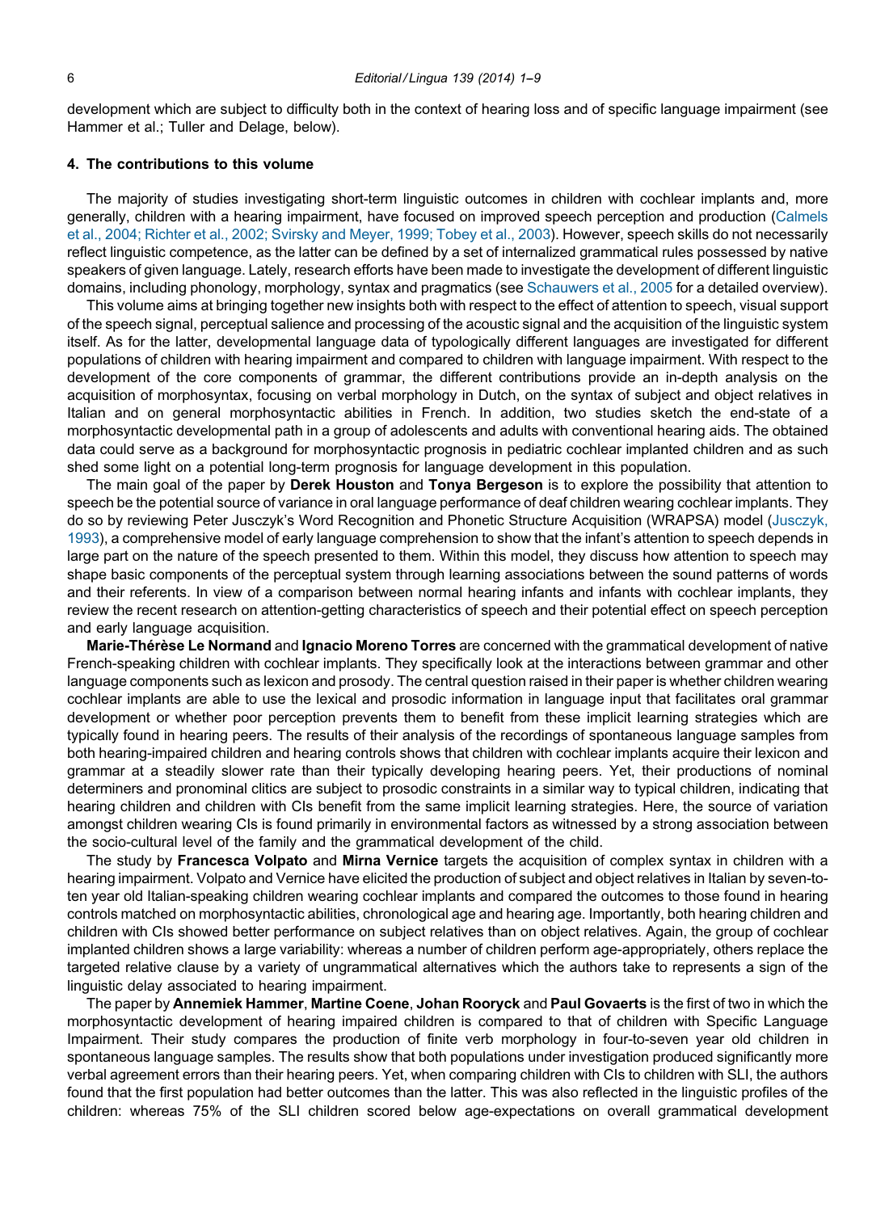development which are subject to difficulty both in the context of hearing loss and of specific language impairment (see Hammer et al.; Tuller and Delage, below).

### 4. The contributions to this volume

The majority of studies investigating short-term linguistic outcomes in children with cochlear implants and, more generally, children with a hearing impairment, have focused on improved speech perception and production (Calmels et al., 2004; Richter et al., 2002; Svirsky and Meyer, 1999; Tobey et al., 2003). However, speech skills do not necessarily reflect linguistic competence, as the latter can be defined by a set of internalized grammatical rules possessed by native speakers of given language. Lately, research efforts have been made to investigate the development of different linguistic domains, including phonology, morphology, syntax and pragmatics (see Schauwers et al., 2005 for a detailed overview).

This volume aims at bringing together new insights both with respect to the effect of attention to speech, visual support of the speech signal, perceptual salience and processing of the acoustic signal and the acquisition of the linguistic system itself. As for the latter, developmental language data of typologically different languages are investigated for different populations of children with hearing impairment and compared to children with language impairment. With respect to the development of the core components of grammar, the different contributions provide an in-depth analysis on the acquisition of morphosyntax, focusing on verbal morphology in Dutch, on the syntax of subject and object relatives in Italian and on general morphosyntactic abilities in French. In addition, two studies sketch the end-state of a morphosyntactic developmental path in a group of adolescents and adults with conventional hearing aids. The obtained data could serve as a background for morphosyntactic prognosis in pediatric cochlear implanted children and as such shed some light on a potential long-term prognosis for language development in this population.

The main goal of the paper by **Derek Houston** and **Tonya Bergeson** is to explore the possibility that attention to speech be the potential source of variance in oral language performance of deaf children wearing cochlear implants. They do so by reviewing Peter Jusczyk's Word Recognition and Phonetic Structure Acquisition (WRAPSA) model (Jusczyk, 1993), a comprehensive model of early language comprehension to show that the infant's attention to speech depends in large part on the nature of the speech presented to them. Within this model, they discuss how attention to speech may shape basic components of the perceptual system through learning associations between the sound patterns of words and their referents. In view of a comparison between normal hearing infants and infants with cochlear implants, they review the recent research on attention-getting characteristics of speech and their potential effect on speech perception and early language acquisition.

**Marie-Thérèse Le Normand** and **Ignacio Moreno Torres** are concerned with the grammatical development of native French-speaking children with cochlear implants. They specifically look at the interactions between grammar and other language components such as lexicon and prosody. The central question raised in their paper is whether children wearing cochlear implants are able to use the lexical and prosodic information in language input that facilitates oral grammar development or whether poor perception prevents them to benefit from these implicit learning strategies which are typically found in hearing peers. The results of their analysis of the recordings of spontaneous language samples from both hearing-impaired children and hearing controls shows that children with cochlear implants acquire their lexicon and grammar at a steadily slower rate than their typically developing hearing peers. Yet, their productions of nominal determiners and pronominal clitics are subject to prosodic constraints in a similar way to typical children, indicating that hearing children and children with CIs benefit from the same implicit learning strategies. Here, the source of variation amongst children wearing CIs is found primarily in environmental factors as witnessed by a strong association between the socio-cultural level of the family and the grammatical development of the child.

The study by **Francesca Volpato** and **Mirna Vernice** targets the acquisition of complex syntax in children with a hearing impairment. Volpato and Vernice have elicited the production of subject and object relatives in Italian by seven-to-ten year old Italian-speaking children wearing cochlear implants and compared the outcomes to those found in hearing controls matched on morphosyntactic abilities, chronological age and hearing age. Importantly, both hearing children and children with CIs showed better performance on subject relatives than on object relatives. Again, the group of cochlear implanted children shows a large variability: whereas a number of children perform age-appropriately, others replace the targeted relative clause by a variety of ungrammatical alternatives which the authors take to represents a sign of the linguistic delay associated to hearing impairment.

The paper by **Annemiek Hammer**, **Martine Coene**, **Johan Rooryck** and **Paul Govaerts** is the first of two in which the morphosyntactic development of hearing impaired children is compared to that of children with Specific Language Impairment. Their study compares the production of finite verb morphology in four-to-seven year old children in spontaneous language samples. The results show that both populations under investigation produced significantly more verbal agreement errors than their hearing peers. Yet, when comparing children with CIs to children with SLI, the authors found that the first population had better outcomes than the latter. This was also reflected in the linguistic profiles of the children: whereas 75% of the SLI children scored below age-expectations on overall grammatical development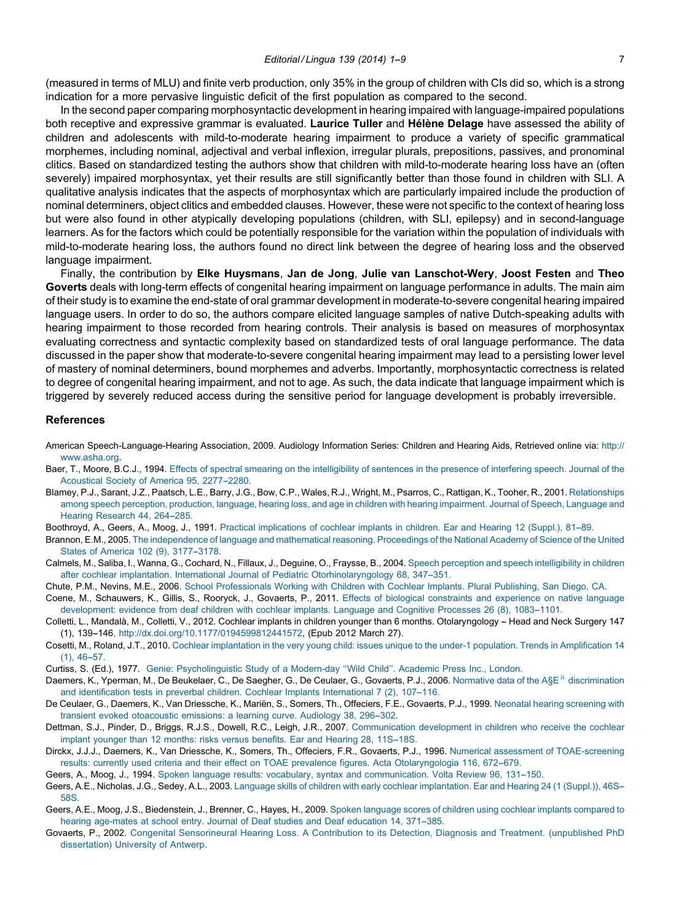(measured in terms of MLU) and finite verb production, only 35% in the group of children with CIs did so, which is a strong indication for a more pervasive linguistic deficit of the first population as compared to the second.

In the second paper comparing morphosyntactic development in hearing impaired with language-impaired populations both receptive and expressive grammar is evaluated. **Laurice Tuller** and **Hélène Delage** have assessed the ability of children and adolescents with mild-to-moderate hearing impairment to produce a variety of specific grammatical morphemes, including nominal, adjectival and verbal inflexion, irregular plurals, prepositions, passives, and pronominal clitics. Based on standardized testing the authors show that children with mild-to-moderate hearing loss have an (often severely) impaired morphosyntax, yet their results are still significantly better than those found in children with SLI. A qualitative analysis indicates that the aspects of morphosyntax which are particularly impaired include the production of nominal determiners, object clitics and embedded clauses. However, these were not specific to the context of hearing loss but were also found in other atypically developing populations (children, with SLI, epilepsy) and in second-language learners. As for the factors which could be potentially responsible for the variation within the population of individuals with mild-to-moderate hearing loss, the authors found no direct link between the degree of hearing loss and the observed language impairment.

Finally, the contribution by **Elke Huysmans**, **Jan de Jong**, **Julie van Lanschot-Wery**, **Joost Festen** and **Theo Goverts** deals with long-term effects of congenital hearing impairment on language performance in adults. The main aim of their study is to examine the end-state of oral grammar development in moderate-to-severe congenital hearing impaired language users. In order to do so, the authors compare elicited language samples of native Dutch-speaking adults with hearing impairment to those recorded from hearing controls. Their analysis is based on measures of morphosyntax evaluating correctness and syntactic complexity based on standardized tests of oral language performance. The data discussed in the paper show that moderate-to-severe congenital hearing impairment may lead to a persisting lower level of mastery of nominal determiners, bound morphemes and adverbs. Importantly, morphosyntactic correctness is related to degree of congenital hearing impairment, and not to age. As such, the data indicate that language impairment which is triggered by severely reduced access during the sensitive period for language development is probably irreversible.

## References

American Speech-Language-Hearing Association, 2009. Audiology Information Series: Children and Hearing Aids, Retrieved online via: http://www.asha.org.

Baer, T., Moore, B.C.J., 1994. Effects of spectral smearing on the intelligibility of sentences in the presence of interfering speech. Journal of the Acoustical Society of America 95, 2277–2280.

Blamey, P.J., Sarant, J.Z., Paatsch, L.E., Barry, J.G., Bow, C.P., Wales, R.J., Wright, M., Psarros, C., Rattigan, K., Tooher, R., 2001. Relationships among speech perception, production, language, hearing loss, and age in children with hearing impairment. Journal of Speech, Language and Hearing Research 44, 264–285.

Boothroyd, A., Geers, A., Moog, J., 1991. Practical implications of cochlear implants in children. Ear and Hearing 12 (Suppl.), 81–89.

Brannon, E.M., 2005. The independence of language and mathematical reasoning. Proceedings of the National Academy of Science of the United States of America 102 (9), 3177–3178.

Calmels, M., Saliba, I., Wanna, G., Cochard, N., Fillaux, J., Deguine, O., Fraysse, B., 2004. Speech perception and speech intelligibility in children after cochlear implantation. International Journal of Pediatric Otorhinolaryngology 68, 347–351.

Chute, P.M., Nevins, M.E., 2006. School Professionals Working with Children with Cochlear Implants. Plural Publishing, San Diego, CA.

Coene, M., Schauwers, K., Gillis, S., Rooryck, J., Govaerts, P., 2011. Effects of biological constraints and experience on native language development: evidence from deaf children with cochlear implants. Language and Cognitive Processes 26 (8), 1083–1101.

Colletti, L., Mandalà, M., Colletti, V., 2012. Cochlear implants in children younger than 6 months. Otolaryngology – Head and Neck Surgery 147 (1), 139–146, http://dx.doi.org/10.1177/0194599812441572, (Epub 2012 March 27).

Cosetti, M., Roland, J.T., 2010. Cochlear implantation in the very young child: issues unique to the under-1 population. Trends in Amplification 14 (1), 46–57.

Curtiss, S. (Ed.), 1977. Genie: Psycholinguistic Study of a Modern-day ''Wild Child''. Academic Press Inc., London.

Daemers, K., Yperman, M., De Beukelaer, C., De Saegher, G., De Ceulaer, G., Govaerts, P.J., 2006. Normative data of the A§E® discrimination and identification tests in preverbal children. Cochlear Implants International 7 (2), 107–116.

De Ceulaer, G., Daemers, K., Van Driessche, K., Mariën, S., Somers, Th., Offeciers, F.E., Govaerts, P.J., 1999. Neonatal hearing screening with transient evoked otoacoustic emissions: a learning curve. Audiology 38, 296–302.

Dettman, S.J., Pinder, D., Briggs, R.J.S., Dowell, R.C., Leigh, J.R., 2007. Communication development in children who receive the cochlear implant younger than 12 months: risks versus benefits. Ear and Hearing 28, 11S–18S.

Dirckx, J.J.J., Daemers, K., Van Driessche, K., Somers, Th., Offeciers, F.R., Govaerts, P.J., 1996. Numerical assessment of TOAE-screening results: currently used criteria and their effect on TOAE prevalence figures. Acta Otolaryngologia 116, 672–679.

Geers, A., Moog, J., 1994. Spoken language results: vocabulary, syntax and communication. Volta Review 96, 131–150.

Geers, A.E., Nicholas, J.G., Sedey, A.L., 2003. Language skills of children with early cochlear implantation. Ear and Hearing 24 (1 (Suppl.)), 46S–58S.

Geers, A.E., Moog, J.S., Biedenstein, J., Brenner, C., Hayes, H., 2009. Spoken language scores of children using cochlear implants compared to hearing age-mates at school entry. Journal of Deaf studies and Deaf education 14, 371–385.

Govaerts, P., 2002. Congenital Sensorineural Hearing Loss. A Contribution to its Detection, Diagnosis and Treatment. (unpublished PhD dissertation) University of Antwerp.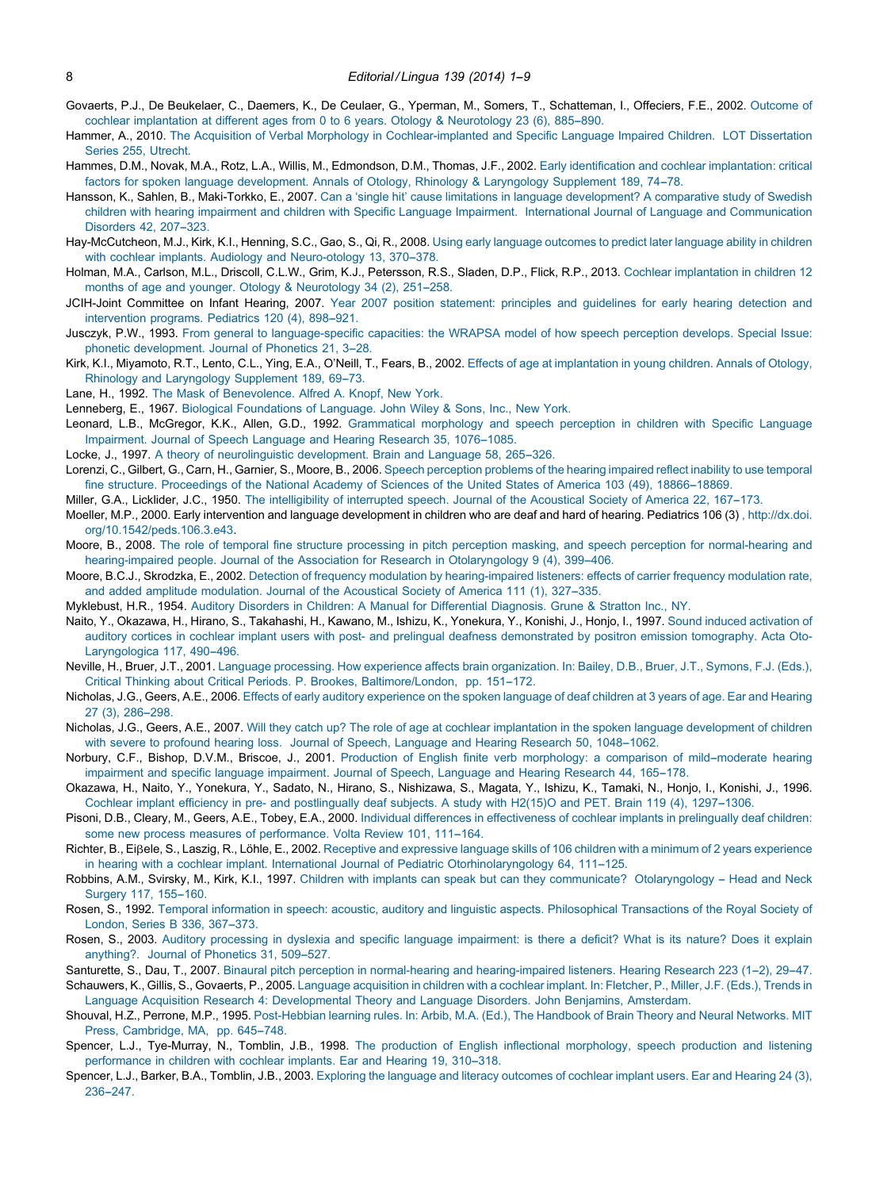Govaerts, P.J., De Beukelaer, C., Daemers, K., De Ceulaer, G., Yperman, M., Somers, T., Schatteman, I., Offeciers, F.E., 2002. Outcome of cochlear implantation at different ages from 0 to 6 years. Otology & Neurotology 23 (6), 885–890.

Hammer, A., 2010. The Acquisition of Verbal Morphology in Cochlear-implanted and Specific Language Impaired Children. LOT Dissertation Series 255, Utrecht.

Hammes, D.M., Novak, M.A., Rotz, L.A., Willis, M., Edmondson, D.M., Thomas, J.F., 2002. Early identification and cochlear implantation: critical factors for spoken language development. Annals of Otology, Rhinology & Laryngology Supplement 189, 74–78.

Hansson, K., Sahlen, B., Maki-Torkko, E., 2007. Can a 'single hit' cause limitations in language development? A comparative study of Swedish children with hearing impairment and children with Specific Language Impairment. International Journal of Language and Communication Disorders 42, 207–323.

Hay-McCutcheon, M.J., Kirk, K.I., Henning, S.C., Gao, S., Qi, R., 2008. Using early language outcomes to predict later language ability in children with cochlear implants. Audiology and Neuro-otology 13, 370–378.

Holman, M.A., Carlson, M.L., Driscoll, C.L.W., Grim, K.J., Petersson, R.S., Sladen, D.P., Flick, R.P., 2013. Cochlear implantation in children 12 months of age and younger. Otology & Neurotology 34 (2), 251–258.

JCIH-Joint Committee on Infant Hearing, 2007. Year 2007 position statement: principles and guidelines for early hearing detection and intervention programs. Pediatrics 120 (4), 898–921.

Jusczyk, P.W., 1993. From general to language-specific capacities: the WRAPSA model of how speech perception develops. Special Issue: phonetic development. Journal of Phonetics 21, 3–28.

Kirk, K.I., Miyamoto, R.T., Lento, C.L., Ying, E.A., O'Neill, T., Fears, B., 2002. Effects of age at implantation in young children. Annals of Otology, Rhinology and Laryngology Supplement 189, 69–73.

Lane, H., 1992. The Mask of Benevolence. Alfred A. Knopf, New York.

Lenneberg, E., 1967. Biological Foundations of Language. John Wiley & Sons, Inc., New York.

Leonard, L.B., McGregor, K.K., Allen, G.D., 1992. Grammatical morphology and speech perception in children with Specific Language Impairment. Journal of Speech Language and Hearing Research 35, 1076–1085.

Locke, J., 1997. A theory of neurolinguistic development. Brain and Language 58, 265–326.

Lorenzi, C., Gilbert, G., Carn, H., Garnier, S., Moore, B., 2006. Speech perception problems of the hearing impaired reflect inability to use temporal fine structure. Proceedings of the National Academy of Sciences of the United States of America 103 (49), 18866–18869.

Miller, G.A., Licklider, J.C., 1950. The intelligibility of interrupted speech. Journal of the Acoustical Society of America 22, 167–173.

Moeller, M.P., 2000. Early intervention and language development in children who are deaf and hard of hearing. Pediatrics 106 (3) , http://dx.doi.org/10.1542/peds.106.3.e43.

Moore, B., 2008. The role of temporal fine structure processing in pitch perception masking, and speech perception for normal-hearing and hearing-impaired people. Journal of the Association for Research in Otolaryngology 9 (4), 399–406.

Moore, B.C.J., Skrodzka, E., 2002. Detection of frequency modulation by hearing-impaired listeners: effects of carrier frequency modulation rate, and added amplitude modulation. Journal of the Acoustical Society of America 111 (1), 327–335.

Myklebust, H.R., 1954. Auditory Disorders in Children: A Manual for Differential Diagnosis. Grune & Stratton Inc., NY.

Naito, Y., Okazawa, H., Hirano, S., Takahashi, H., Kawano, M., Ishizu, K., Yonekura, Y., Konishi, J., Honjo, I., 1997. Sound induced activation of auditory cortices in cochlear implant users with post- and prelingual deafness demonstrated by positron emission tomography. Acta Oto-Laryngologica 117, 490–496.

Neville, H., Bruer, J.T., 2001. Language processing. How experience affects brain organization. In: Bailey, D.B., Bruer, J.T., Symons, F.J. (Eds.), Critical Thinking about Critical Periods. P. Brookes, Baltimore/London, pp. 151–172.

Nicholas, J.G., Geers, A.E., 2006. Effects of early auditory experience on the spoken language of deaf children at 3 years of age. Ear and Hearing 27 (3), 286–298.

Nicholas, J.G., Geers, A.E., 2007. Will they catch up? The role of age at cochlear implantation in the spoken language development of children with severe to profound hearing loss. Journal of Speech, Language and Hearing Research 50, 1048–1062.

Norbury, C.F., Bishop, D.V.M., Briscoe, J., 2001. Production of English finite verb morphology: a comparison of mild–moderate hearing impairment and specific language impairment. Journal of Speech, Language and Hearing Research 44, 165–178.

Okazawa, H., Naito, Y., Yonekura, Y., Sadato, N., Hirano, S., Nishizawa, S., Magata, Y., Ishizu, K., Tamaki, N., Honjo, I., Konishi, J., 1996. Cochlear implant efficiency in pre- and postlingually deaf subjects. A study with H2(15)O and PET. Brain 119 (4), 1297–1306.

Pisoni, D.B., Cleary, M., Geers, A.E., Tobey, E.A., 2000. Individual differences in effectiveness of cochlear implants in prelingually deaf children: some new process measures of performance. Volta Review 101, 111–164.

Richter, B., Eiβele, S., Laszig, R., Löhle, E., 2002. Receptive and expressive language skills of 106 children with a minimum of 2 years experience in hearing with a cochlear implant. International Journal of Pediatric Otorhinolaryngology 64, 111–125.

Robbins, A.M., Svirsky, M., Kirk, K.I., 1997. Children with implants can speak but can they communicate? Otolaryngology – Head and Neck Surgery 117, 155–160.

Rosen, S., 1992. Temporal information in speech: acoustic, auditory and linguistic aspects. Philosophical Transactions of the Royal Society of London, Series B 336, 367–373.

Rosen, S., 2003. Auditory processing in dyslexia and specific language impairment: is there a deficit? What is its nature? Does it explain anything?. Journal of Phonetics 31, 509–527.

Santurette, S., Dau, T., 2007. Binaural pitch perception in normal-hearing and hearing-impaired listeners. Hearing Research 223 (1–2), 29–47.

Schauwers, K., Gillis, S., Govaerts, P., 2005. Language acquisition in children with a cochlear implant. In: Fletcher, P., Miller, J.F. (Eds.), Trends in Language Acquisition Research 4: Developmental Theory and Language Disorders. John Benjamins, Amsterdam.

Shouval, H.Z., Perrone, M.P., 1995. Post-Hebbian learning rules. In: Arbib, M.A. (Ed.), The Handbook of Brain Theory and Neural Networks. MIT Press, Cambridge, MA, pp. 645–748.

Spencer, L.J., Tye-Murray, N., Tomblin, J.B., 1998. The production of English inflectional morphology, speech production and listening performance in children with cochlear implants. Ear and Hearing 19, 310–318.

Spencer, L.J., Barker, B.A., Tomblin, J.B., 2003. Exploring the language and literacy outcomes of cochlear implant users. Ear and Hearing 24 (3), 236–247.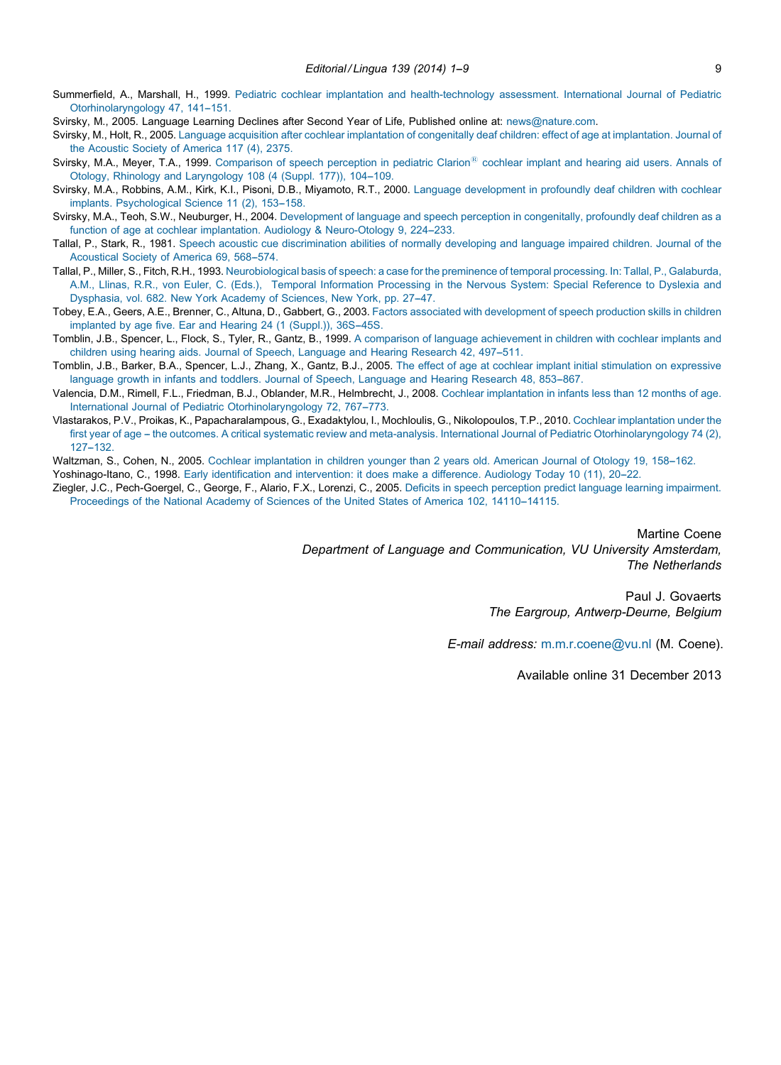Summerfield, A., Marshall, H., 1999. Pediatric cochlear implantation and health-technology assessment. International Journal of Pediatric Otorhinolaryngology 47, 141–151.

Svirsky, M., 2005. Language Learning Declines after Second Year of Life, Published online at: news@nature.com.

Svirsky, M., Holt, R., 2005. Language acquisition after cochlear implantation of congenitally deaf children: effect of age at implantation. Journal of the Acoustic Society of America 117 (4), 2375.

Svirsky, M.A., Meyer, T.A., 1999. Comparison of speech perception in pediatric Clarion® cochlear implant and hearing aid users. Annals of Otology, Rhinology and Laryngology 108 (4 (Suppl. 177)), 104–109.

Svirsky, M.A., Robbins, A.M., Kirk, K.I., Pisoni, D.B., Miyamoto, R.T., 2000. Language development in profoundly deaf children with cochlear implants. Psychological Science 11 (2), 153–158.

Svirsky, M.A., Teoh, S.W., Neuburger, H., 2004. Development of language and speech perception in congenitally, profoundly deaf children as a function of age at cochlear implantation. Audiology & Neuro-Otology 9, 224–233.

Tallal, P., Stark, R., 1981. Speech acoustic cue discrimination abilities of normally developing and language impaired children. Journal of the Acoustical Society of America 69, 568–574.

Tallal, P., Miller, S., Fitch, R.H., 1993. Neurobiological basis of speech: a case for the preminence of temporal processing. In: Tallal, P., Galaburda, A.M., Llinas, R.R., von Euler, C. (Eds.), Temporal Information Processing in the Nervous System: Special Reference to Dyslexia and Dysphasia, vol. 682. New York Academy of Sciences, New York, pp. 27–47.

Tobey, E.A., Geers, A.E., Brenner, C., Altuna, D., Gabbert, G., 2003. Factors associated with development of speech production skills in children implanted by age five. Ear and Hearing 24 (1 (Suppl.)), 36S–45S.

Tomblin, J.B., Spencer, L., Flock, S., Tyler, R., Gantz, B., 1999. A comparison of language achievement in children with cochlear implants and children using hearing aids. Journal of Speech, Language and Hearing Research 42, 497–511.

Tomblin, J.B., Barker, B.A., Spencer, L.J., Zhang, X., Gantz, B.J., 2005. The effect of age at cochlear implant initial stimulation on expressive language growth in infants and toddlers. Journal of Speech, Language and Hearing Research 48, 853–867.

Valencia, D.M., Rimell, F.L., Friedman, B.J., Oblander, M.R., Helmbrecht, J., 2008. Cochlear implantation in infants less than 12 months of age. International Journal of Pediatric Otorhinolaryngology 72, 767–773.

Vlastarakos, P.V., Proikas, K., Papacharalampous, G., Exadaktylou, I., Mochloulis, G., Nikolopoulos, T.P., 2010. Cochlear implantation under the first year of age – the outcomes. A critical systematic review and meta-analysis. International Journal of Pediatric Otorhinolaryngology 74 (2), 127–132.

Waltzman, S., Cohen, N., 2005. Cochlear implantation in children younger than 2 years old. American Journal of Otology 19, 158–162.

Yoshinago-Itano, C., 1998. Early identification and intervention: it does make a difference. Audiology Today 10 (11), 20–22.

Ziegler, J.C., Pech-Goergel, C., George, F., Alario, F.X., Lorenzi, C., 2005. Deficits in speech perception predict language learning impairment. Proceedings of the National Academy of Sciences of the United States of America 102, 14110–14115.

Martine Coene
*Department of Language and Communication, VU University Amsterdam, The Netherlands*

Paul J. Govaerts
*The Eargroup, Antwerp-Deurne, Belgium*

*E-mail address:* m.m.r.coene@vu.nl (M. Coene).

Available online 31 December 2013